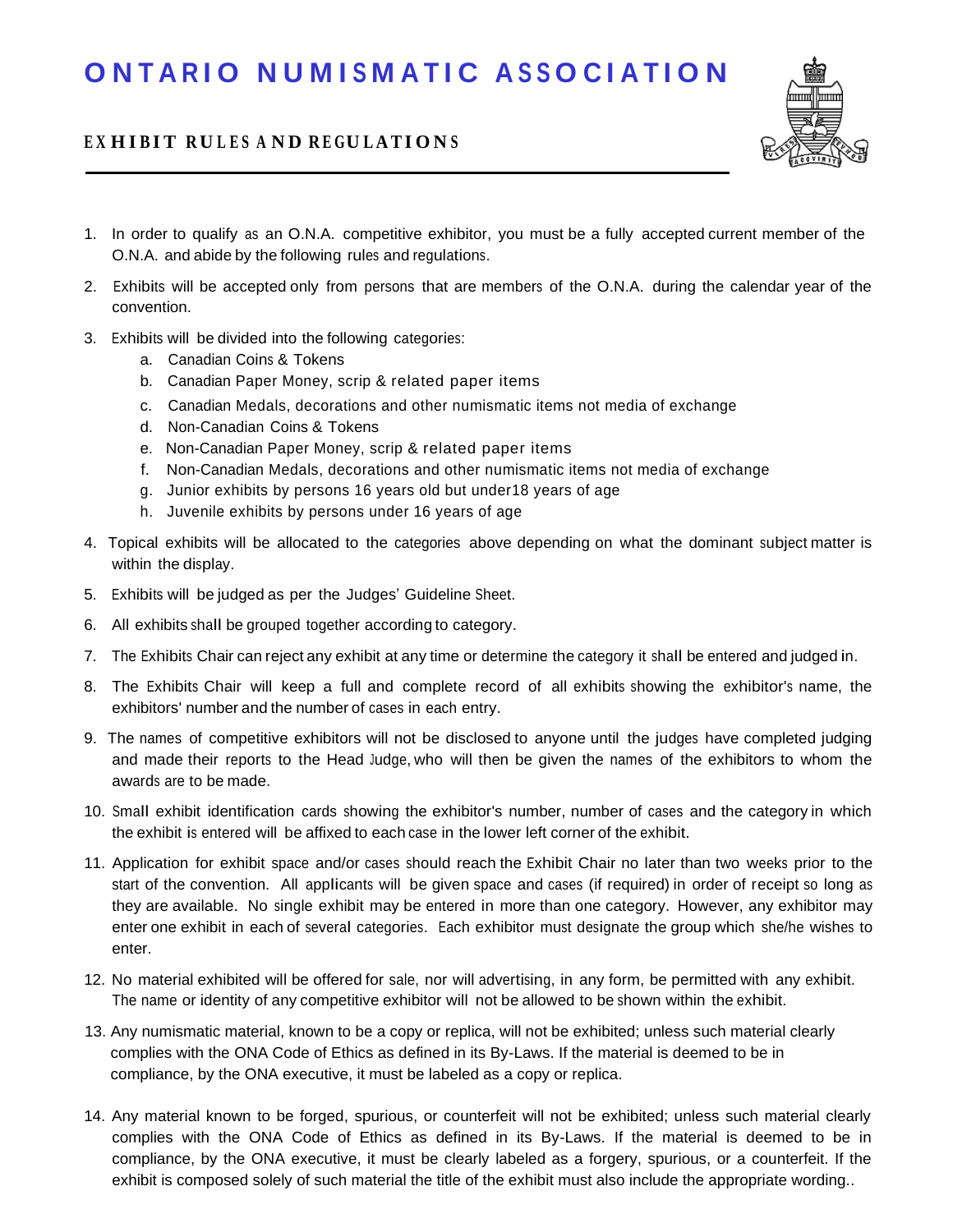# ONTARIO NUMISMATIC ASSOCIATION

## EXHIBIT RULES AND REGULATIONS

1. In order to qualify as an O.N.A. competitive exhibitor, you must be a fully accepted current member of the O.N.A. and abide by the following rules and regulations.
2. Exhibits will be accepted only from persons that are members of the O.N.A. during the calendar year of the convention.
3. Exhibits will be divided into the following categories:
   a. Canadian Coins & Tokens
   b. Canadian Paper Money, scrip & related paper items
   c. Canadian Medals, decorations and other numismatic items not media of exchange
   d. Non-Canadian Coins & Tokens
   e. Non-Canadian Paper Money, scrip & related paper items
   f. Non-Canadian Medals, decorations and other numismatic items not media of exchange
   g. Junior exhibits by persons 16 years old but under18 years of age
   h. Juvenile exhibits by persons under 16 years of age
4. Topical exhibits will be allocated to the categories above depending on what the dominant subject matter is within the display.
5. Exhibits will be judged as per the Judges' Guideline Sheet.
6. All exhibits shall be grouped together according to category.
7. The Exhibits Chair can reject any exhibit at any time or determine the category it shall be entered and judged in.
8. The Exhibits Chair will keep a full and complete record of all exhibits showing the exhibitor's name, the exhibitors' number and the number of cases in each entry.
9. The names of competitive exhibitors will not be disclosed to anyone until the judges have completed judging and made their reports to the Head Judge, who will then be given the names of the exhibitors to whom the awards are to be made.
10. Small exhibit identification cards showing the exhibitor's number, number of cases and the category in which the exhibit is entered will be affixed to each case in the lower left corner of the exhibit.
11. Application for exhibit space and/or cases should reach the Exhibit Chair no later than two weeks prior to the start of the convention. All applicants will be given space and cases (if required) in order of receipt so long as they are available. No single exhibit may be entered in more than one category. However, any exhibitor may enter one exhibit in each of several categories. Each exhibitor must designate the group which she/he wishes to enter.
12. No material exhibited will be offered for sale, nor will advertising, in any form, be permitted with any exhibit. The name or identity of any competitive exhibitor will not be allowed to be shown within the exhibit.
13. Any numismatic material, known to be a copy or replica, will not be exhibited; unless such material clearly complies with the ONA Code of Ethics as defined in its By-Laws. If the material is deemed to be in compliance, by the ONA executive, it must be labeled as a copy or replica.
14. Any material known to be forged, spurious, or counterfeit will not be exhibited; unless such material clearly complies with the ONA Code of Ethics as defined in its By-Laws. If the material is deemed to be in compliance, by the ONA executive, it must be clearly labeled as a forgery, spurious, or a counterfeit. If the exhibit is composed solely of such material the title of the exhibit must also include the appropriate wording..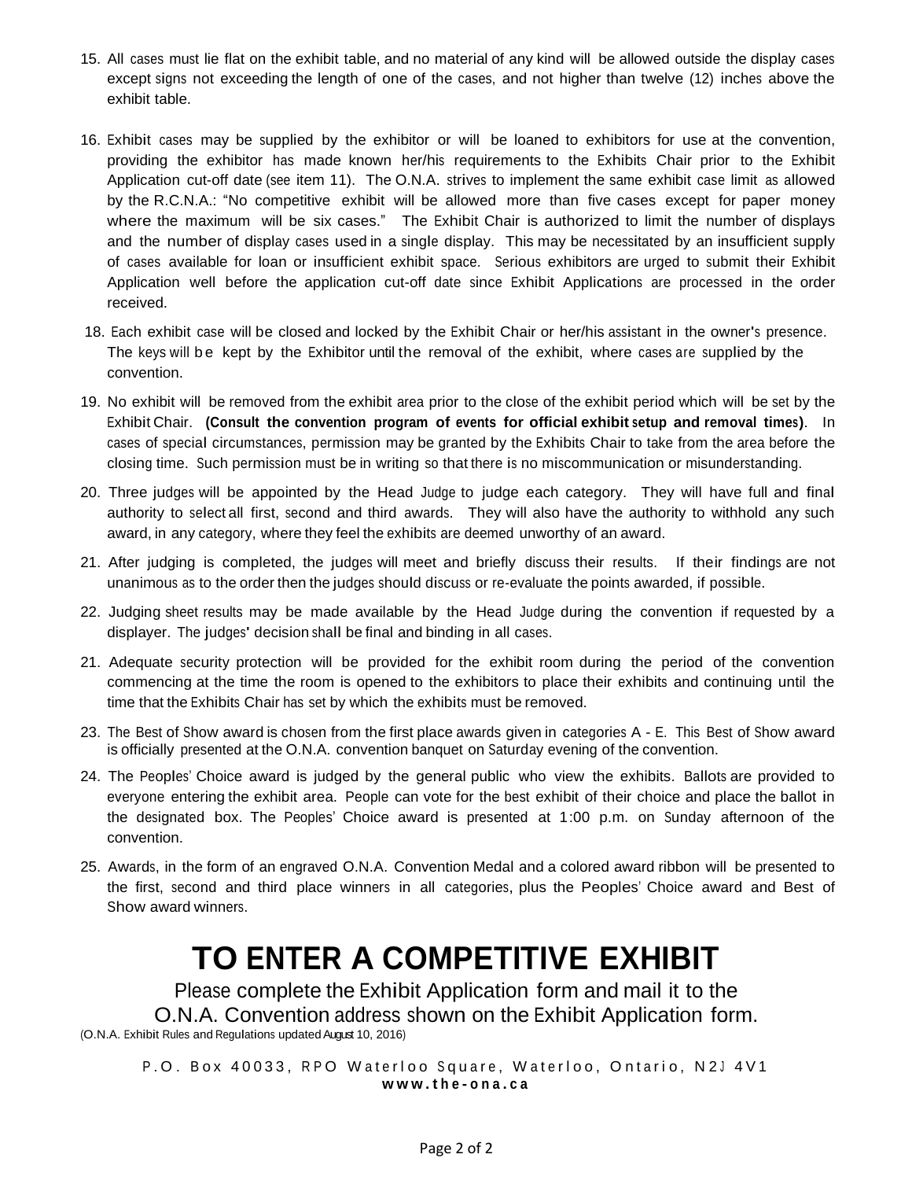15. All cases must lie flat on the exhibit table, and no material of any kind will be allowed outside the display cases except signs not exceeding the length of one of the cases, and not higher than twelve (12) inches above the exhibit table.

16. Exhibit cases may be supplied by the exhibitor or will be loaned to exhibitors for use at the convention, providing the exhibitor has made known her/his requirements to the Exhibits Chair prior to the Exhibit Application cut-off date (see item 11). The O.N.A. strives to implement the same exhibit case limit as allowed by the R.C.N.A.: "No competitive exhibit will be allowed more than five cases except for paper money where the maximum will be six cases." The Exhibit Chair is authorized to limit the number of displays and the number of display cases used in a single display. This may be necessitated by an insufficient supply of cases available for loan or insufficient exhibit space. Serious exhibitors are urged to submit their Exhibit Application well before the application cut-off date since Exhibit Applications are processed in the order received.

18. Each exhibit case will be closed and locked by the Exhibit Chair or her/his assistant in the owner's presence. The keys will be kept by the Exhibitor until the removal of the exhibit, where cases are supplied by the convention.

19. No exhibit will be removed from the exhibit area prior to the close of the exhibit period which will be set by the Exhibit Chair. **(Consult the convention program of events for official exhibit setup and removal times)**. In cases of special circumstances, permission may be granted by the Exhibits Chair to take from the area before the closing time. Such permission must be in writing so that there is no miscommunication or misunderstanding.

20. Three judges will be appointed by the Head Judge to judge each category. They will have full and final authority to select all first, second and third awards. They will also have the authority to withhold any such award, in any category, where they feel the exhibits are deemed unworthy of an award.

21. After judging is completed, the judges will meet and briefly discuss their results. If their findings are not unanimous as to the order then the judges should discuss or re-evaluate the points awarded, if possible.

22. Judging sheet results may be made available by the Head Judge during the convention if requested by a displayer. The judges' decision shall be final and binding in all cases.

21. Adequate security protection will be provided for the exhibit room during the period of the convention commencing at the time the room is opened to the exhibitors to place their exhibits and continuing until the time that the Exhibits Chair has set by which the exhibits must be removed.

23. The Best of Show award is chosen from the first place awards given in categories A - E. This Best of Show award is officially presented at the O.N.A. convention banquet on Saturday evening of the convention.

24. The Peoples' Choice award is judged by the general public who view the exhibits. Ballots are provided to everyone entering the exhibit area. People can vote for the best exhibit of their choice and place the ballot in the designated box. The Peoples' Choice award is presented at 1:00 p.m. on Sunday afternoon of the convention.

25. Awards, in the form of an engraved O.N.A. Convention Medal and a colored award ribbon will be presented to the first, second and third place winners in all categories, plus the Peoples' Choice award and Best of Show award winners.

# TO ENTER A COMPETITIVE EXHIBIT

Please complete the Exhibit Application form and mail it to the O.N.A. Convention address shown on the Exhibit Application form.

(O.N.A. Exhibit Rules and Regulations updated August 10, 2016)

P.O. Box 40033, RPO Waterloo Square, Waterloo, Ontario, N2J 4V1

**www.the-ona.ca**